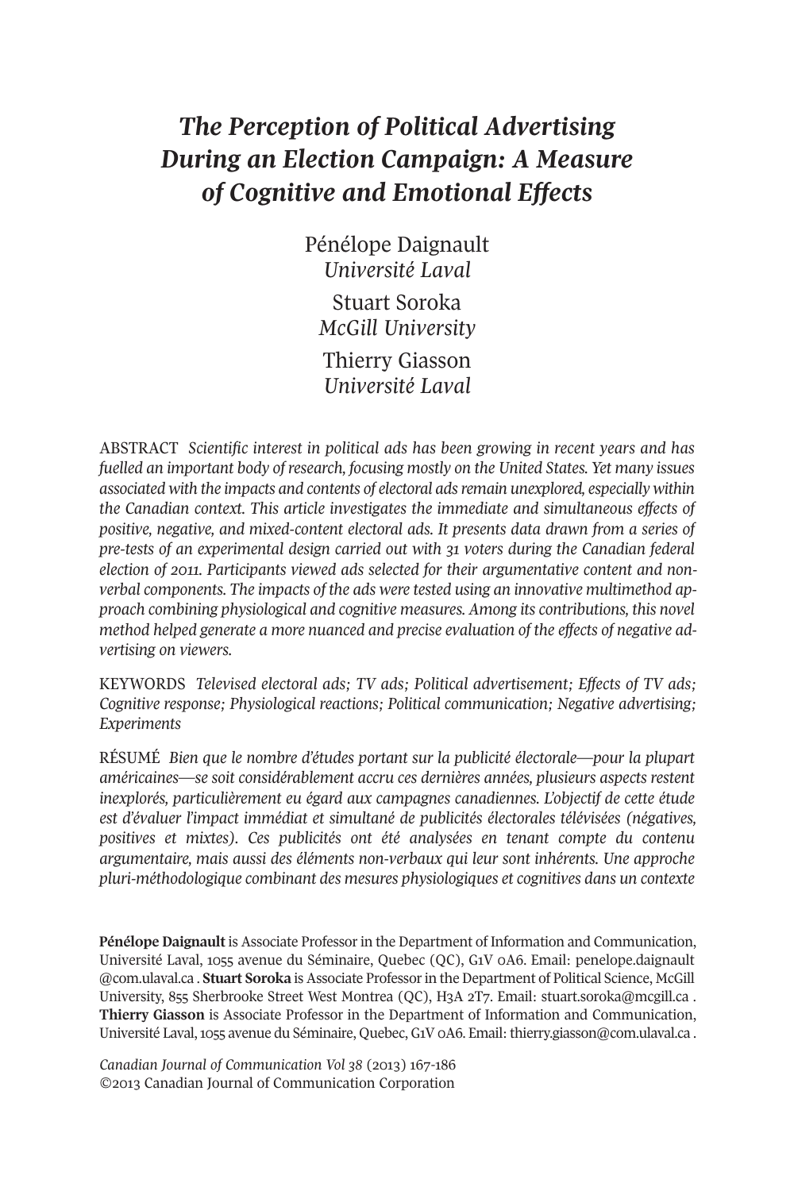# *The Perception of Political Advertising During an Election Campaign: A Measure of Cognitive and Emotional Effects*

Pénélope Daignault
*Université Laval*

Stuart Soroka
*McGill University*

Thierry Giasson
*Université Laval*

ABSTRACT *Scientific interest in political ads has been growing in recent years and has fuelled an important body of research, focusing mostly on the United States. Yet many issues associated with the impacts and contents of electoral ads remain unexplored, especially within the Canadian context. This article investigates the immediate and simultaneous effects of positive, negative, and mixed-content electoral ads. It presents data drawn from a series of pre-tests of an experimental design carried out with 31 voters during the Canadian federal election of 2011. Participants viewed ads selected for their argumentative content and non-verbal components. The impacts of the ads were tested using an innovative multimethod approach combining physiological and cognitive measures. Among its contributions, this novel method helped generate a more nuanced and precise evaluation of the effects of negative advertising on viewers.*

KEYWORDS *Televised electoral ads; TV ads; Political advertisement; Effects of TV ads; Cognitive response; Physiological reactions; Political communication; Negative advertising; Experiments*

RÉSUMÉ *Bien que le nombre d'études portant sur la publicité électorale—pour la plupart américaines—se soit considérablement accru ces dernières années, plusieurs aspects restent inexplorés, particulièrement eu égard aux campagnes canadiennes. L'objectif de cette étude est d'évaluer l'impact immédiat et simultané de publicités électorales télévisées (négatives, positives et mixtes). Ces publicités ont été analysées en tenant compte du contenu argumentaire, mais aussi des éléments non-verbaux qui leur sont inhérents. Une approche pluri-méthodologique combinant des mesures physiologiques et cognitives dans un contexte*

**Pénélope Daignault** is Associate Professor in the Department of Information and Communication, Université Laval, 1055 avenue du Séminaire, Quebec (QC), G1V 0A6. Email: penelope.daignault@com.ulaval.ca . **Stuart Soroka** is Associate Professor in the Department of Political Science, McGill University, 855 Sherbrooke Street West Montrea (QC), H3A 2T7. Email: stuart.soroka@mcgill.ca . **Thierry Giasson** is Associate Professor in the Department of Information and Communication, Université Laval, 1055 avenue du Séminaire, Quebec, G1V 0A6. Email: thierry.giasson@com.ulaval.ca .

*Canadian Journal of Communication Vol 38* (2013) 167-186
©2013 Canadian Journal of Communication Corporation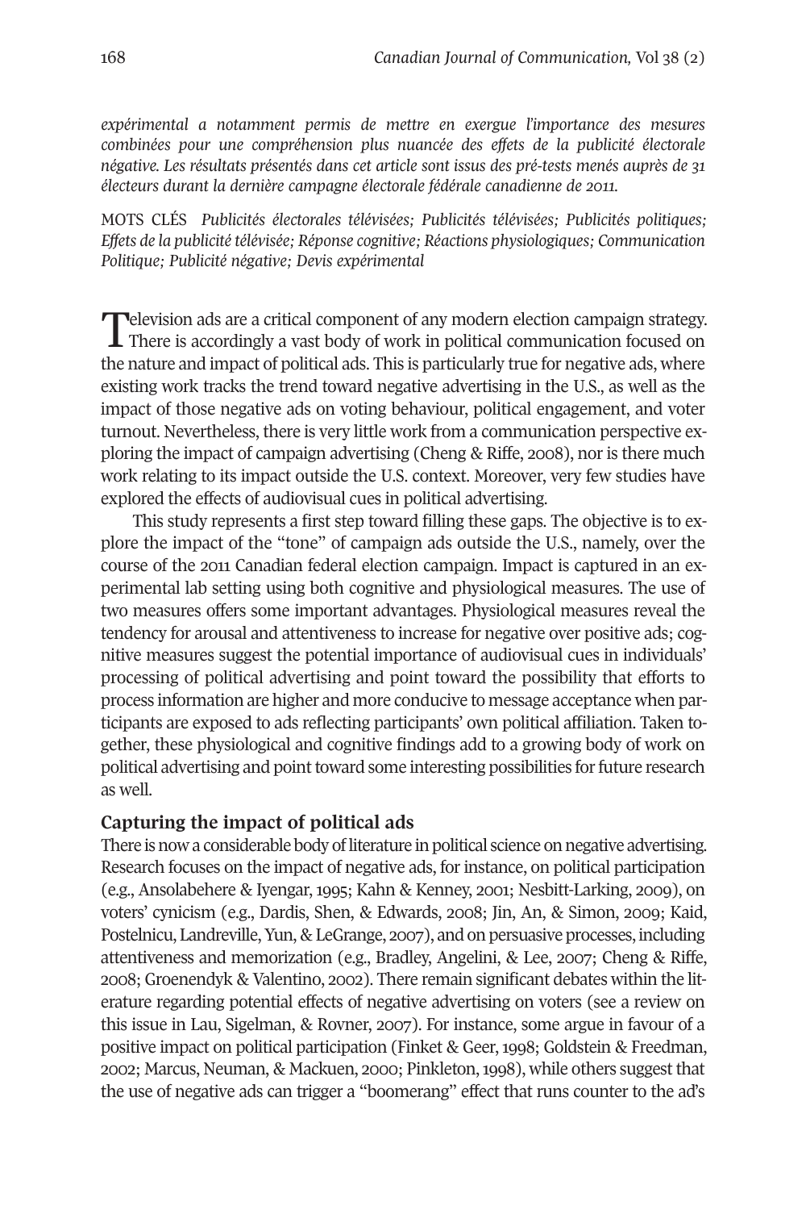*expérimental a notamment permis de mettre en exergue l'importance des mesures combinées pour une compréhension plus nuancée des effets de la publicité électorale négative. Les résultats présentés dans cet article sont issus des pré-tests menés auprès de 31 électeurs durant la dernière campagne électorale fédérale canadienne de 2011.*

MOTS CLÉS *Publicités électorales télévisées; Publicités télévisées; Publicités politiques; Effets de la publicité télévisée; Réponse cognitive; Réactions physiologiques; Communication Politique; Publicité négative; Devis expérimental*

Television ads are a critical component of any modern election campaign strategy. There is accordingly a vast body of work in political communication focused on the nature and impact of political ads. This is particularly true for negative ads, where existing work tracks the trend toward negative advertising in the U.S., as well as the impact of those negative ads on voting behaviour, political engagement, and voter turnout. Nevertheless, there is very little work from a communication perspective exploring the impact of campaign advertising (Cheng & Riffe, 2008), nor is there much work relating to its impact outside the U.S. context. Moreover, very few studies have explored the effects of audiovisual cues in political advertising.

This study represents a first step toward filling these gaps. The objective is to explore the impact of the "tone" of campaign ads outside the U.S., namely, over the course of the 2011 Canadian federal election campaign. Impact is captured in an experimental lab setting using both cognitive and physiological measures. The use of two measures offers some important advantages. Physiological measures reveal the tendency for arousal and attentiveness to increase for negative over positive ads; cognitive measures suggest the potential importance of audiovisual cues in individuals' processing of political advertising and point toward the possibility that efforts to process information are higher and more conducive to message acceptance when participants are exposed to ads reflecting participants' own political affiliation. Taken together, these physiological and cognitive findings add to a growing body of work on political advertising and point toward some interesting possibilities for future research as well.

## Capturing the impact of political ads

There is now a considerable body of literature in political science on negative advertising. Research focuses on the impact of negative ads, for instance, on political participation (e.g., Ansolabehere & Iyengar, 1995; Kahn & Kenney, 2001; Nesbitt-Larking, 2009), on voters' cynicism (e.g., Dardis, Shen, & Edwards, 2008; Jin, An, & Simon, 2009; Kaid, Postelnicu, Landreville, Yun, & LeGrange, 2007), and on persuasive processes, including attentiveness and memorization (e.g., Bradley, Angelini, & Lee, 2007; Cheng & Riffe, 2008; Groenendyk & Valentino, 2002). There remain significant debates within the literature regarding potential effects of negative advertising on voters (see a review on this issue in Lau, Sigelman, & Rovner, 2007). For instance, some argue in favour of a positive impact on political participation (Finket & Geer, 1998; Goldstein & Freedman, 2002; Marcus, Neuman, & Mackuen, 2000; Pinkleton, 1998), while others suggest that the use of negative ads can trigger a "boomerang" effect that runs counter to the ad's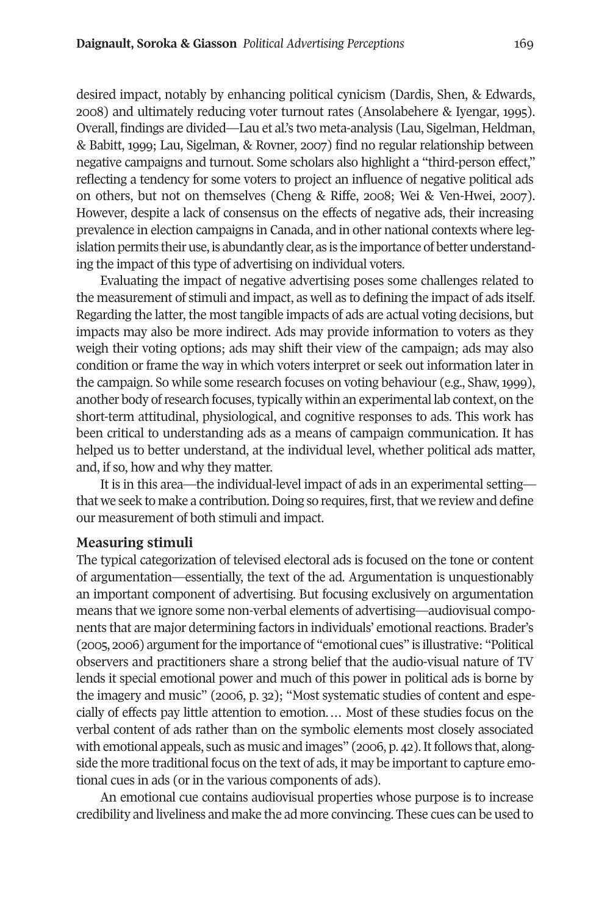desired impact, notably by enhancing political cynicism (Dardis, Shen, & Edwards, 2008) and ultimately reducing voter turnout rates (Ansolabehere & Iyengar, 1995). Overall, findings are divided—Lau et al.'s two meta-analysis (Lau, Sigelman, Heldman, & Babitt, 1999; Lau, Sigelman, & Rovner, 2007) find no regular relationship between negative campaigns and turnout. Some scholars also highlight a "third-person effect," reflecting a tendency for some voters to project an influence of negative political ads on others, but not on themselves (Cheng & Riffe, 2008; Wei & Ven-Hwei, 2007). However, despite a lack of consensus on the effects of negative ads, their increasing prevalence in election campaigns in Canada, and in other national contexts where legislation permits their use, is abundantly clear, as is the importance of better understanding the impact of this type of advertising on individual voters.

Evaluating the impact of negative advertising poses some challenges related to the measurement of stimuli and impact, as well as to defining the impact of ads itself. Regarding the latter, the most tangible impacts of ads are actual voting decisions, but impacts may also be more indirect. Ads may provide information to voters as they weigh their voting options; ads may shift their view of the campaign; ads may also condition or frame the way in which voters interpret or seek out information later in the campaign. So while some research focuses on voting behaviour (e.g., Shaw, 1999), another body of research focuses, typically within an experimental lab context, on the short-term attitudinal, physiological, and cognitive responses to ads. This work has been critical to understanding ads as a means of campaign communication. It has helped us to better understand, at the individual level, whether political ads matter, and, if so, how and why they matter.

It is in this area—the individual-level impact of ads in an experimental setting—that we seek to make a contribution. Doing so requires, first, that we review and define our measurement of both stimuli and impact.

### Measuring stimuli

The typical categorization of televised electoral ads is focused on the tone or content of argumentation—essentially, the text of the ad. Argumentation is unquestionably an important component of advertising. But focusing exclusively on argumentation means that we ignore some non-verbal elements of advertising—audiovisual components that are major determining factors in individuals' emotional reactions. Brader's (2005, 2006) argument for the importance of "emotional cues" is illustrative: "Political observers and practitioners share a strong belief that the audio-visual nature of TV lends it special emotional power and much of this power in political ads is borne by the imagery and music" (2006, p. 32); "Most systematic studies of content and especially of effects pay little attention to emotion.… Most of these studies focus on the verbal content of ads rather than on the symbolic elements most closely associated with emotional appeals, such as music and images" (2006, p. 42). It follows that, alongside the more traditional focus on the text of ads, it may be important to capture emotional cues in ads (or in the various components of ads).

An emotional cue contains audiovisual properties whose purpose is to increase credibility and liveliness and make the ad more convincing. These cues can be used to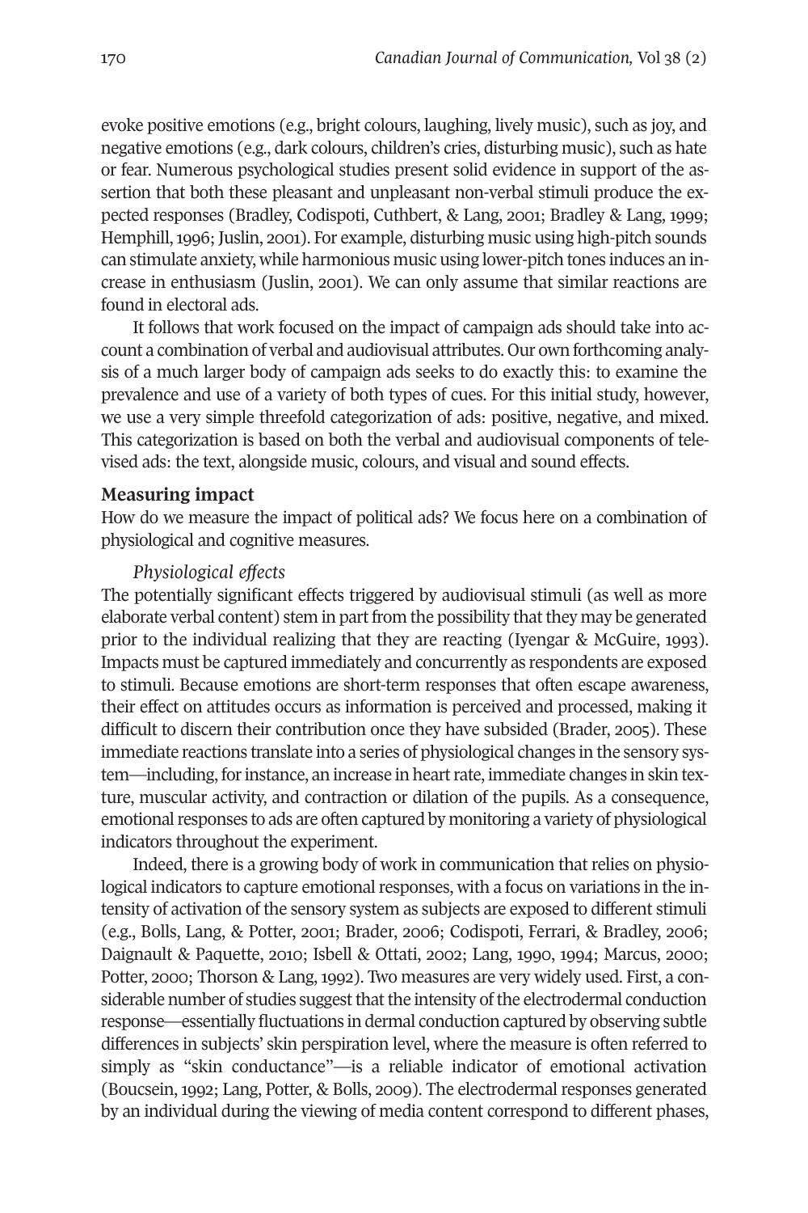evoke positive emotions (e.g., bright colours, laughing, lively music), such as joy, and negative emotions (e.g., dark colours, children's cries, disturbing music), such as hate or fear. Numerous psychological studies present solid evidence in support of the assertion that both these pleasant and unpleasant non-verbal stimuli produce the expected responses (Bradley, Codispoti, Cuthbert, & Lang, 2001; Bradley & Lang, 1999; Hemphill, 1996; Juslin, 2001). For example, disturbing music using high-pitch sounds can stimulate anxiety, while harmonious music using lower-pitch tones induces an increase in enthusiasm (Juslin, 2001). We can only assume that similar reactions are found in electoral ads.

It follows that work focused on the impact of campaign ads should take into account a combination of verbal and audiovisual attributes. Our own forthcoming analysis of a much larger body of campaign ads seeks to do exactly this: to examine the prevalence and use of a variety of both types of cues. For this initial study, however, we use a very simple threefold categorization of ads: positive, negative, and mixed. This categorization is based on both the verbal and audiovisual components of televised ads: the text, alongside music, colours, and visual and sound effects.

## Measuring impact

How do we measure the impact of political ads? We focus here on a combination of physiological and cognitive measures.

### *Physiological effects*

The potentially significant effects triggered by audiovisual stimuli (as well as more elaborate verbal content) stem in part from the possibility that they may be generated prior to the individual realizing that they are reacting (Iyengar & McGuire, 1993). Impacts must be captured immediately and concurrently as respondents are exposed to stimuli. Because emotions are short-term responses that often escape awareness, their effect on attitudes occurs as information is perceived and processed, making it difficult to discern their contribution once they have subsided (Brader, 2005). These immediate reactions translate into a series of physiological changes in the sensory system—including, for instance, an increase in heart rate, immediate changes in skin texture, muscular activity, and contraction or dilation of the pupils. As a consequence, emotional responses to ads are often captured by monitoring a variety of physiological indicators throughout the experiment.

Indeed, there is a growing body of work in communication that relies on physiological indicators to capture emotional responses, with a focus on variations in the intensity of activation of the sensory system as subjects are exposed to different stimuli (e.g., Bolls, Lang, & Potter, 2001; Brader, 2006; Codispoti, Ferrari, & Bradley, 2006; Daignault & Paquette, 2010; Isbell & Ottati, 2002; Lang, 1990, 1994; Marcus, 2000; Potter, 2000; Thorson & Lang, 1992). Two measures are very widely used. First, a considerable number of studies suggest that the intensity of the electrodermal conduction response—essentially fluctuations in dermal conduction captured by observing subtle differences in subjects' skin perspiration level, where the measure is often referred to simply as "skin conductance"—is a reliable indicator of emotional activation (Boucsein, 1992; Lang, Potter, & Bolls, 2009). The electrodermal responses generated by an individual during the viewing of media content correspond to different phases,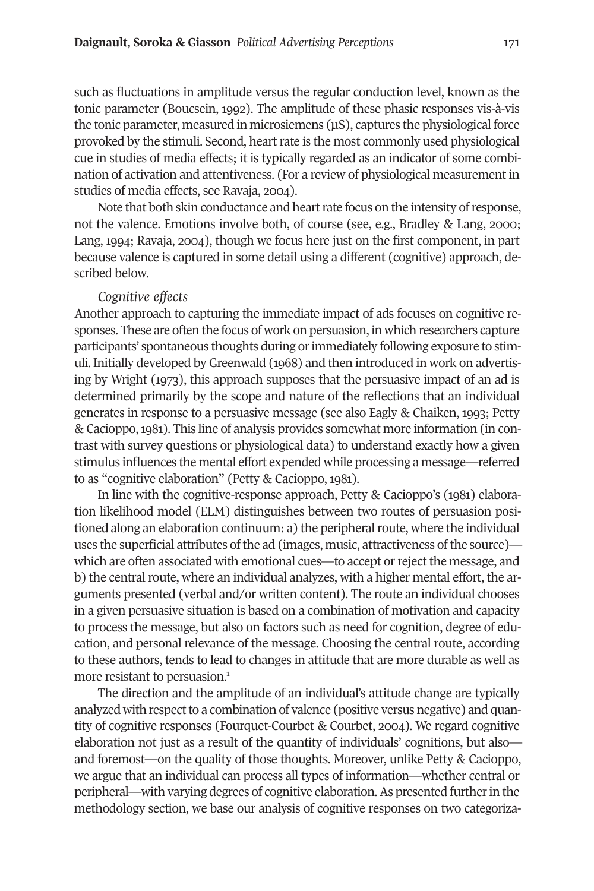such as fluctuations in amplitude versus the regular conduction level, known as the tonic parameter (Boucsein, 1992). The amplitude of these phasic responses vis-à-vis the tonic parameter, measured in microsiemens (μS), captures the physiological force provoked by the stimuli. Second, heart rate is the most commonly used physiological cue in studies of media effects; it is typically regarded as an indicator of some combination of activation and attentiveness. (For a review of physiological measurement in studies of media effects, see Ravaja, 2004).

Note that both skin conductance and heart rate focus on the intensity of response, not the valence. Emotions involve both, of course (see, e.g., Bradley & Lang, 2000; Lang, 1994; Ravaja, 2004), though we focus here just on the first component, in part because valence is captured in some detail using a different (cognitive) approach, described below.

*Cognitive effects*

Another approach to capturing the immediate impact of ads focuses on cognitive responses. These are often the focus of work on persuasion, in which researchers capture participants' spontaneous thoughts during or immediately following exposure to stimuli. Initially developed by Greenwald (1968) and then introduced in work on advertising by Wright (1973), this approach supposes that the persuasive impact of an ad is determined primarily by the scope and nature of the reflections that an individual generates in response to a persuasive message (see also Eagly & Chaiken, 1993; Petty & Cacioppo, 1981). This line of analysis provides somewhat more information (in contrast with survey questions or physiological data) to understand exactly how a given stimulus influences the mental effort expended while processing a message—referred to as "cognitive elaboration" (Petty & Cacioppo, 1981).

In line with the cognitive-response approach, Petty & Cacioppo's (1981) elaboration likelihood model (ELM) distinguishes between two routes of persuasion positioned along an elaboration continuum: a) the peripheral route, where the individual uses the superficial attributes of the ad (images, music, attractiveness of the source)—which are often associated with emotional cues—to accept or reject the message, and b) the central route, where an individual analyzes, with a higher mental effort, the arguments presented (verbal and/or written content). The route an individual chooses in a given persuasive situation is based on a combination of motivation and capacity to process the message, but also on factors such as need for cognition, degree of education, and personal relevance of the message. Choosing the central route, according to these authors, tends to lead to changes in attitude that are more durable as well as more resistant to persuasion.[1]

The direction and the amplitude of an individual's attitude change are typically analyzed with respect to a combination of valence (positive versus negative) and quantity of cognitive responses (Fourquet-Courbet & Courbet, 2004). We regard cognitive elaboration not just as a result of the quantity of individuals' cognitions, but also—and foremost—on the quality of those thoughts. Moreover, unlike Petty & Cacioppo, we argue that an individual can process all types of information—whether central or peripheral—with varying degrees of cognitive elaboration. As presented further in the methodology section, we base our analysis of cognitive responses on two categoriza-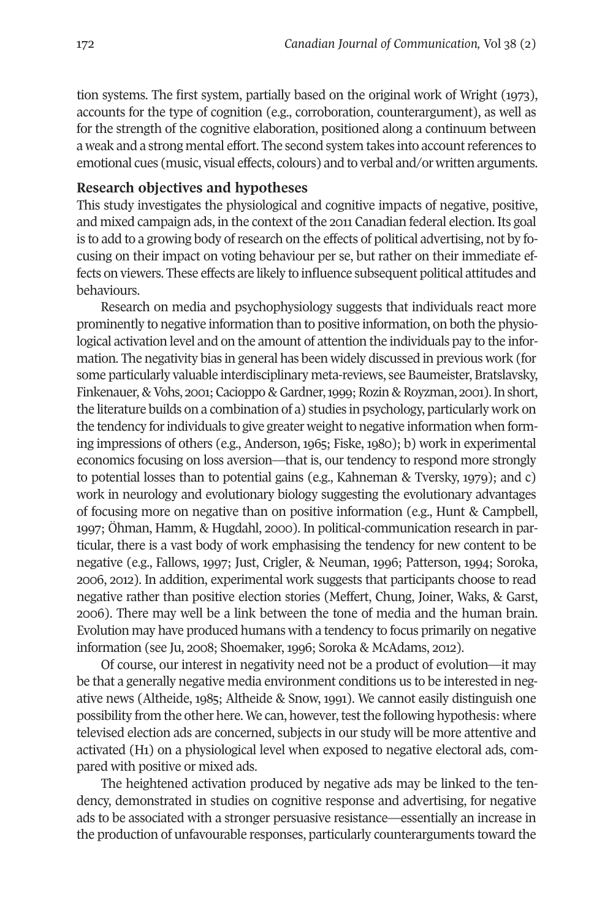tion systems. The first system, partially based on the original work of Wright (1973), accounts for the type of cognition (e.g., corroboration, counterargument), as well as for the strength of the cognitive elaboration, positioned along a continuum between a weak and a strong mental effort. The second system takes into account references to emotional cues (music, visual effects, colours) and to verbal and/or written arguments.

### Research objectives and hypotheses

This study investigates the physiological and cognitive impacts of negative, positive, and mixed campaign ads, in the context of the 2011 Canadian federal election. Its goal is to add to a growing body of research on the effects of political advertising, not by focusing on their impact on voting behaviour per se, but rather on their immediate effects on viewers. These effects are likely to influence subsequent political attitudes and behaviours.

Research on media and psychophysiology suggests that individuals react more prominently to negative information than to positive information, on both the physiological activation level and on the amount of attention the individuals pay to the information. The negativity bias in general has been widely discussed in previous work (for some particularly valuable interdisciplinary meta-reviews, see Baumeister, Bratslavsky, Finkenauer, & Vohs, 2001; Cacioppo & Gardner, 1999; Rozin & Royzman, 2001). In short, the literature builds on a combination of a) studies in psychology, particularly work on the tendency for individuals to give greater weight to negative information when forming impressions of others (e.g., Anderson, 1965; Fiske, 1980); b) work in experimental economics focusing on loss aversion—that is, our tendency to respond more strongly to potential losses than to potential gains (e.g., Kahneman & Tversky, 1979); and c) work in neurology and evolutionary biology suggesting the evolutionary advantages of focusing more on negative than on positive information (e.g., Hunt & Campbell, 1997; Öhman, Hamm, & Hugdahl, 2000). In political-communication research in particular, there is a vast body of work emphasising the tendency for new content to be negative (e.g., Fallows, 1997; Just, Crigler, & Neuman, 1996; Patterson, 1994; Soroka, 2006, 2012). In addition, experimental work suggests that participants choose to read negative rather than positive election stories (Meffert, Chung, Joiner, Waks, & Garst, 2006). There may well be a link between the tone of media and the human brain. Evolution may have produced humans with a tendency to focus primarily on negative information (see Ju, 2008; Shoemaker, 1996; Soroka & McAdams, 2012).

Of course, our interest in negativity need not be a product of evolution—it may be that a generally negative media environment conditions us to be interested in negative news (Altheide, 1985; Altheide & Snow, 1991). We cannot easily distinguish one possibility from the other here. We can, however, test the following hypothesis: where televised election ads are concerned, subjects in our study will be more attentive and activated (H1) on a physiological level when exposed to negative electoral ads, compared with positive or mixed ads.

The heightened activation produced by negative ads may be linked to the tendency, demonstrated in studies on cognitive response and advertising, for negative ads to be associated with a stronger persuasive resistance—essentially an increase in the production of unfavourable responses, particularly counterarguments toward the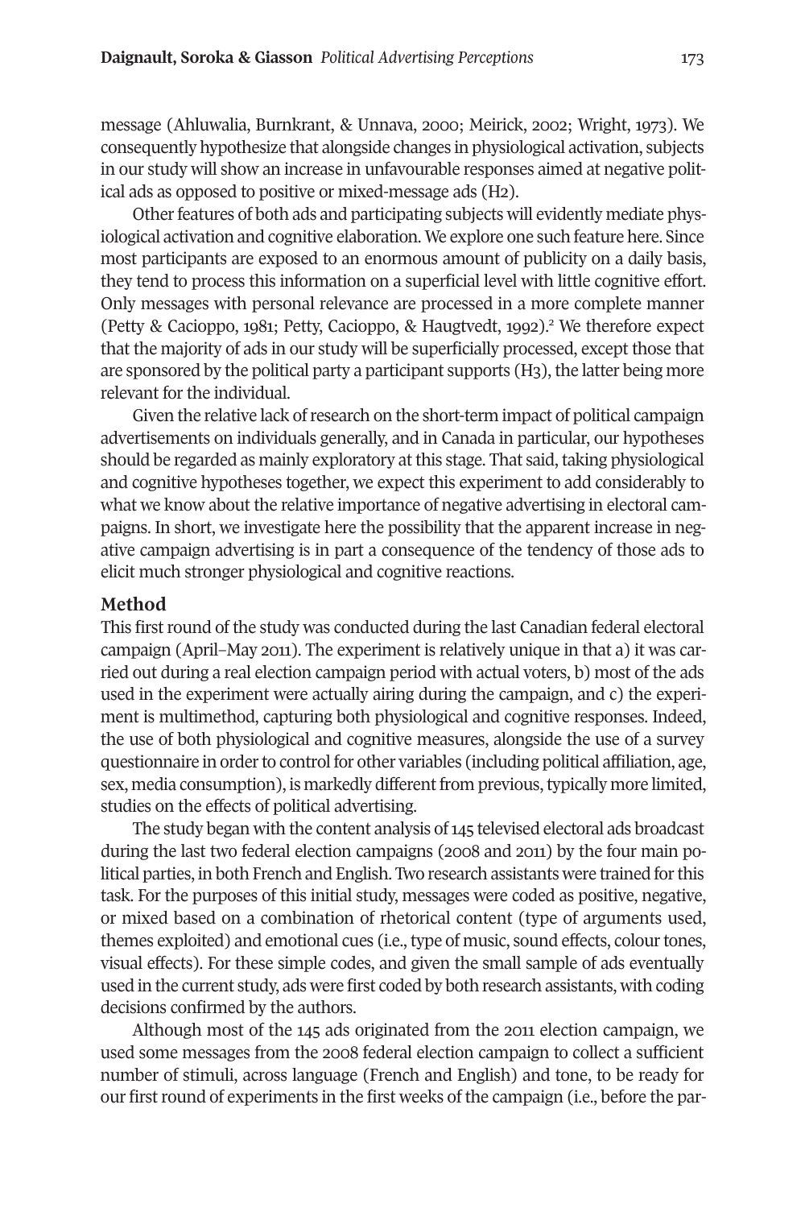message (Ahluwalia, Burnkrant, & Unnava, 2000; Meirick, 2002; Wright, 1973). We consequently hypothesize that alongside changes in physiological activation, subjects in our study will show an increase in unfavourable responses aimed at negative political ads as opposed to positive or mixed-message ads (H2).

Other features of both ads and participating subjects will evidently mediate physiological activation and cognitive elaboration. We explore one such feature here. Since most participants are exposed to an enormous amount of publicity on a daily basis, they tend to process this information on a superficial level with little cognitive effort. Only messages with personal relevance are processed in a more complete manner (Petty & Cacioppo, 1981; Petty, Cacioppo, & Haugtvedt, 1992).[2] We therefore expect that the majority of ads in our study will be superficially processed, except those that are sponsored by the political party a participant supports (H3), the latter being more relevant for the individual.

Given the relative lack of research on the short-term impact of political campaign advertisements on individuals generally, and in Canada in particular, our hypotheses should be regarded as mainly exploratory at this stage. That said, taking physiological and cognitive hypotheses together, we expect this experiment to add considerably to what we know about the relative importance of negative advertising in electoral campaigns. In short, we investigate here the possibility that the apparent increase in negative campaign advertising is in part a consequence of the tendency of those ads to elicit much stronger physiological and cognitive reactions.

## Method

This first round of the study was conducted during the last Canadian federal electoral campaign (April–May 2011). The experiment is relatively unique in that a) it was carried out during a real election campaign period with actual voters, b) most of the ads used in the experiment were actually airing during the campaign, and c) the experiment is multimethod, capturing both physiological and cognitive responses. Indeed, the use of both physiological and cognitive measures, alongside the use of a survey questionnaire in order to control for other variables (including political affiliation, age, sex, media consumption), is markedly different from previous, typically more limited, studies on the effects of political advertising.

The study began with the content analysis of 145 televised electoral ads broadcast during the last two federal election campaigns (2008 and 2011) by the four main political parties, in both French and English. Two research assistants were trained for this task. For the purposes of this initial study, messages were coded as positive, negative, or mixed based on a combination of rhetorical content (type of arguments used, themes exploited) and emotional cues (i.e., type of music, sound effects, colour tones, visual effects). For these simple codes, and given the small sample of ads eventually used in the current study, ads were first coded by both research assistants, with coding decisions confirmed by the authors.

Although most of the 145 ads originated from the 2011 election campaign, we used some messages from the 2008 federal election campaign to collect a sufficient number of stimuli, across language (French and English) and tone, to be ready for our first round of experiments in the first weeks of the campaign (i.e., before the par-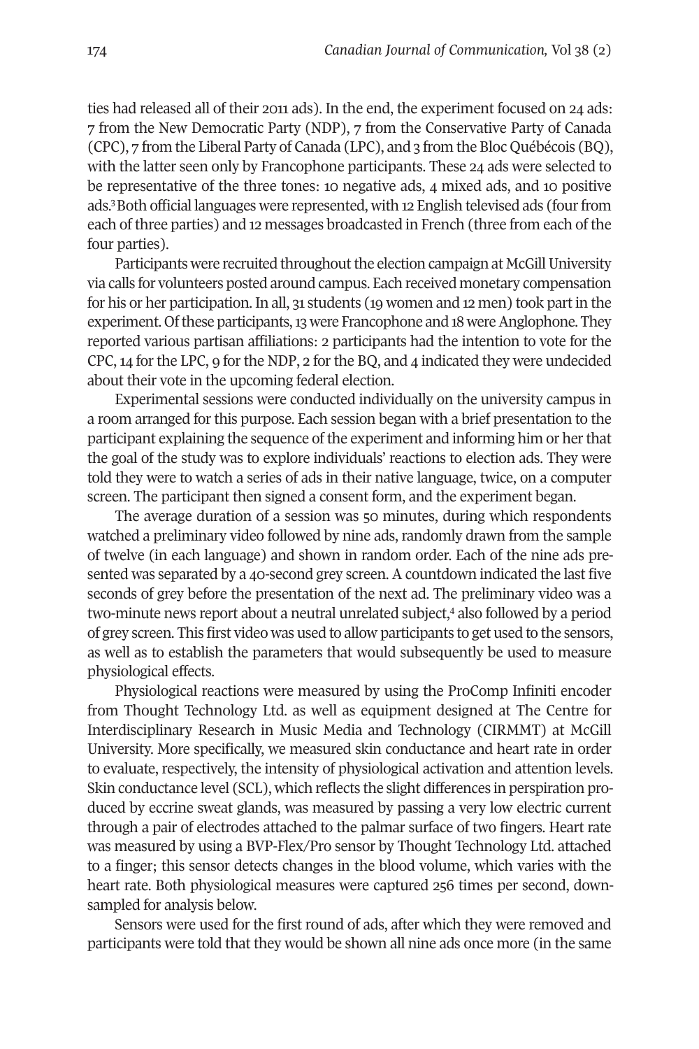ties had released all of their 2011 ads). In the end, the experiment focused on 24 ads: 7 from the New Democratic Party (NDP), 7 from the Conservative Party of Canada (CPC), 7 from the Liberal Party of Canada (LPC), and 3 from the Bloc Québécois (BQ), with the latter seen only by Francophone participants. These 24 ads were selected to be representative of the three tones: 10 negative ads, 4 mixed ads, and 10 positive ads.[3] Both official languages were represented, with 12 English televised ads (four from each of three parties) and 12 messages broadcasted in French (three from each of the four parties).

Participants were recruited throughout the election campaign at McGill University via calls for volunteers posted around campus. Each received monetary compensation for his or her participation. In all, 31 students (19 women and 12 men) took part in the experiment. Of these participants, 13 were Francophone and 18 were Anglophone. They reported various partisan affiliations: 2 participants had the intention to vote for the CPC, 14 for the LPC, 9 for the NDP, 2 for the BQ, and 4 indicated they were undecided about their vote in the upcoming federal election.

Experimental sessions were conducted individually on the university campus in a room arranged for this purpose. Each session began with a brief presentation to the participant explaining the sequence of the experiment and informing him or her that the goal of the study was to explore individuals' reactions to election ads. They were told they were to watch a series of ads in their native language, twice, on a computer screen. The participant then signed a consent form, and the experiment began.

The average duration of a session was 50 minutes, during which respondents watched a preliminary video followed by nine ads, randomly drawn from the sample of twelve (in each language) and shown in random order. Each of the nine ads presented was separated by a 40-second grey screen. A countdown indicated the last five seconds of grey before the presentation of the next ad. The preliminary video was a two-minute news report about a neutral unrelated subject,[4] also followed by a period of grey screen. This first video was used to allow participants to get used to the sensors, as well as to establish the parameters that would subsequently be used to measure physiological effects.

Physiological reactions were measured by using the ProComp Infiniti encoder from Thought Technology Ltd. as well as equipment designed at The Centre for Interdisciplinary Research in Music Media and Technology (CIRMMT) at McGill University. More specifically, we measured skin conductance and heart rate in order to evaluate, respectively, the intensity of physiological activation and attention levels. Skin conductance level (SCL), which reflects the slight differences in perspiration produced by eccrine sweat glands, was measured by passing a very low electric current through a pair of electrodes attached to the palmar surface of two fingers. Heart rate was measured by using a BVP-Flex/Pro sensor by Thought Technology Ltd. attached to a finger; this sensor detects changes in the blood volume, which varies with the heart rate. Both physiological measures were captured 256 times per second, downsampled for analysis below.

Sensors were used for the first round of ads, after which they were removed and participants were told that they would be shown all nine ads once more (in the same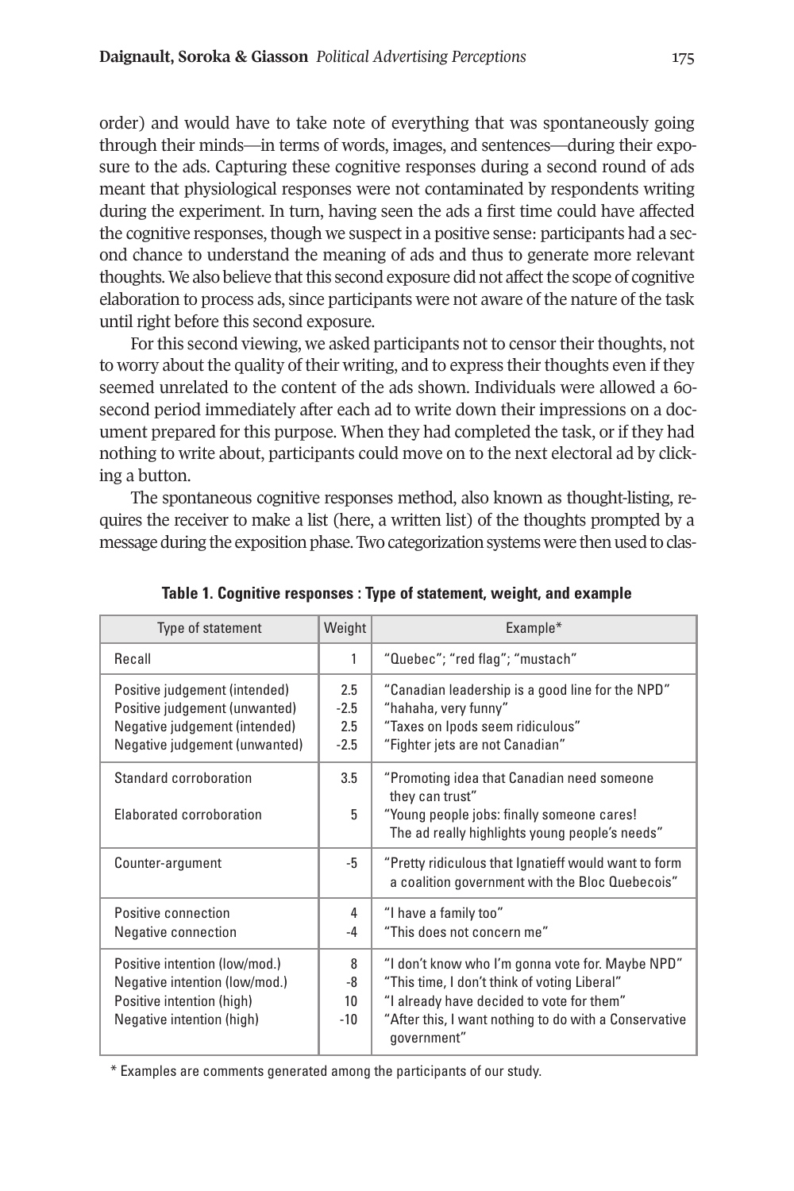order) and would have to take note of everything that was spontaneously going through their minds—in terms of words, images, and sentences—during their exposure to the ads. Capturing these cognitive responses during a second round of ads meant that physiological responses were not contaminated by respondents writing during the experiment. In turn, having seen the ads a first time could have affected the cognitive responses, though we suspect in a positive sense: participants had a second chance to understand the meaning of ads and thus to generate more relevant thoughts. We also believe that this second exposure did not affect the scope of cognitive elaboration to process ads, since participants were not aware of the nature of the task until right before this second exposure.

For this second viewing, we asked participants not to censor their thoughts, not to worry about the quality of their writing, and to express their thoughts even if they seemed unrelated to the content of the ads shown. Individuals were allowed a 60-second period immediately after each ad to write down their impressions on a document prepared for this purpose. When they had completed the task, or if they had nothing to write about, participants could move on to the next electoral ad by clicking a button.

The spontaneous cognitive responses method, also known as thought-listing, requires the receiver to make a list (here, a written list) of the thoughts prompted by a message during the exposition phase. Two categorization systems were then used to clas-

**Table 1. Cognitive responses : Type of statement, weight, and example**

| Type of statement | Weight | Example* |
|---|---|---|
| Recall | 1 | "Quebec"; "red flag"; "mustach" |
| Positive judgement (intended) | 2.5 | "Canadian leadership is a good line for the NPD" |
| Positive judgement (unwanted) | -2.5 | "hahaha, very funny" |
| Negative judgement (intended) | 2.5 | "Taxes on Ipods seem ridiculous" |
| Negative judgement (unwanted) | -2.5 | "Fighter jets are not Canadian" |
| Standard corroboration | 3.5 | "Promoting idea that Canadian need someone they can trust" |
| Elaborated corroboration | 5 | "Young people jobs: finally someone cares! The ad really highlights young people's needs" |
| Counter-argument | -5 | "Pretty ridiculous that Ignatieff would want to form a coalition government with the Bloc Quebecois" |
| Positive connection | 4 | "I have a family too" |
| Negative connection | -4 | "This does not concern me" |
| Positive intention (low/mod.) | 8 | "I don't know who I'm gonna vote for. Maybe NPD" |
| Negative intention (low/mod.) | -8 | "This time, I don't think of voting Liberal" |
| Positive intention (high) | 10 | "I already have decided to vote for them" |
| Negative intention (high) | -10 | "After this, I want nothing to do with a Conservative government" |

\* Examples are comments generated among the participants of our study.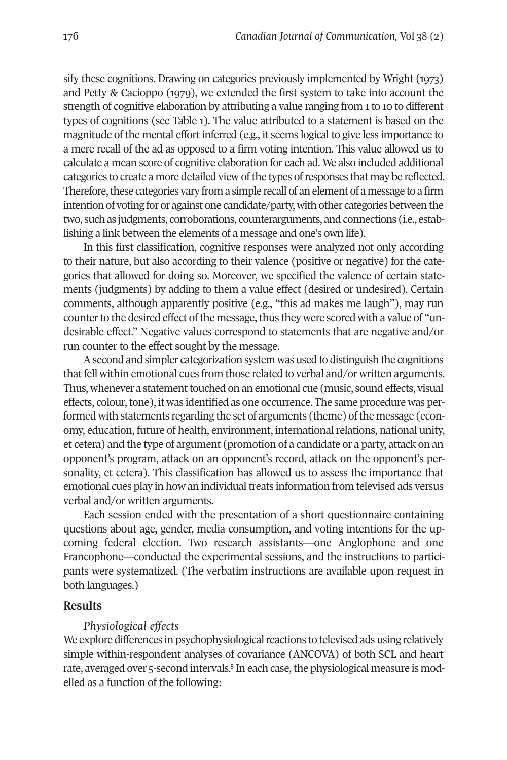sify these cognitions. Drawing on categories previously implemented by Wright (1973) and Petty & Cacioppo (1979), we extended the first system to take into account the strength of cognitive elaboration by attributing a value ranging from 1 to 10 to different types of cognitions (see Table 1). The value attributed to a statement is based on the magnitude of the mental effort inferred (e.g., it seems logical to give less importance to a mere recall of the ad as opposed to a firm voting intention. This value allowed us to calculate a mean score of cognitive elaboration for each ad. We also included additional categories to create a more detailed view of the types of responses that may be reflected. Therefore, these categories vary from a simple recall of an element of a message to a firm intention of voting for or against one candidate/party, with other categories between the two, such as judgments, corroborations, counterarguments, and connections (i.e., establishing a link between the elements of a message and one's own life).

In this first classification, cognitive responses were analyzed not only according to their nature, but also according to their valence (positive or negative) for the categories that allowed for doing so. Moreover, we specified the valence of certain statements (judgments) by adding to them a value effect (desired or undesired). Certain comments, although apparently positive (e.g., "this ad makes me laugh"), may run counter to the desired effect of the message, thus they were scored with a value of "undesirable effect." Negative values correspond to statements that are negative and/or run counter to the effect sought by the message.

A second and simpler categorization system was used to distinguish the cognitions that fell within emotional cues from those related to verbal and/or written arguments. Thus, whenever a statement touched on an emotional cue (music, sound effects, visual effects, colour, tone), it was identified as one occurrence. The same procedure was performed with statements regarding the set of arguments (theme) of the message (economy, education, future of health, environment, international relations, national unity, et cetera) and the type of argument (promotion of a candidate or a party, attack on an opponent's program, attack on an opponent's record, attack on the opponent's personality, et cetera). This classification has allowed us to assess the importance that emotional cues play in how an individual treats information from televised ads versus verbal and/or written arguments.

Each session ended with the presentation of a short questionnaire containing questions about age, gender, media consumption, and voting intentions for the upcoming federal election. Two research assistants—one Anglophone and one Francophone—conducted the experimental sessions, and the instructions to participants were systematized. (The verbatim instructions are available upon request in both languages.)

## Results

### *Physiological effects*

We explore differences in psychophysiological reactions to televised ads using relatively simple within-respondent analyses of covariance (ANCOVA) of both SCL and heart rate, averaged over 5-second intervals.[5] In each case, the physiological measure is modelled as a function of the following: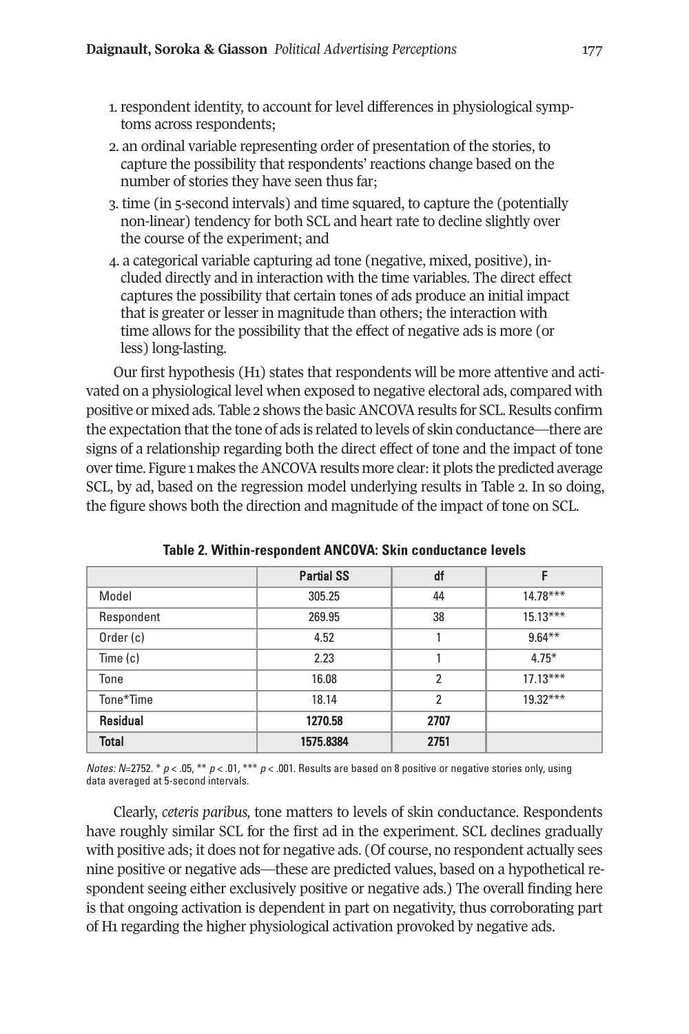1. respondent identity, to account for level differences in physiological symptoms across respondents;
2. an ordinal variable representing order of presentation of the stories, to capture the possibility that respondents' reactions change based on the number of stories they have seen thus far;
3. time (in 5-second intervals) and time squared, to capture the (potentially non-linear) tendency for both SCL and heart rate to decline slightly over the course of the experiment; and
4. a categorical variable capturing ad tone (negative, mixed, positive), included directly and in interaction with the time variables. The direct effect captures the possibility that certain tones of ads produce an initial impact that is greater or lesser in magnitude than others; the interaction with time allows for the possibility that the effect of negative ads is more (or less) long-lasting.

Our first hypothesis (H1) states that respondents will be more attentive and activated on a physiological level when exposed to negative electoral ads, compared with positive or mixed ads. Table 2 shows the basic ANCOVA results for SCL. Results confirm the expectation that the tone of ads is related to levels of skin conductance—there are signs of a relationship regarding both the direct effect of tone and the impact of tone over time. Figure 1 makes the ANCOVA results more clear: it plots the predicted average SCL, by ad, based on the regression model underlying results in Table 2. In so doing, the figure shows both the direction and magnitude of the impact of tone on SCL.

**Table 2. Within-respondent ANCOVA: Skin conductance levels**

| | Partial SS | df | F |
|---|---|---|---|
| Model | 305.25 | 44 | 14.78*** |
| Respondent | 269.95 | 38 | 15.13*** |
| Order (c) | 4.52 | 1 | 9.64** |
| Time (c) | 2.23 | 1 | 4.75* |
| Tone | 16.08 | 2 | 17.13*** |
| Tone*Time | 18.14 | 2 | 19.32*** |
| **Residual** | **1270.58** | **2707** | |
| **Total** | **1575.8384** | **2751** | |

*Notes: N*=2752. * $p < .05$, ** $p < .01$, *** $p < .001$. Results are based on 8 positive or negative stories only, using data averaged at 5-second intervals.

Clearly, *ceteris paribus,* tone matters to levels of skin conductance. Respondents have roughly similar SCL for the first ad in the experiment. SCL declines gradually with positive ads; it does not for negative ads. (Of course, no respondent actually sees nine positive or negative ads—these are predicted values, based on a hypothetical respondent seeing either exclusively positive or negative ads.) The overall finding here is that ongoing activation is dependent in part on negativity, thus corroborating part of H1 regarding the higher physiological activation provoked by negative ads.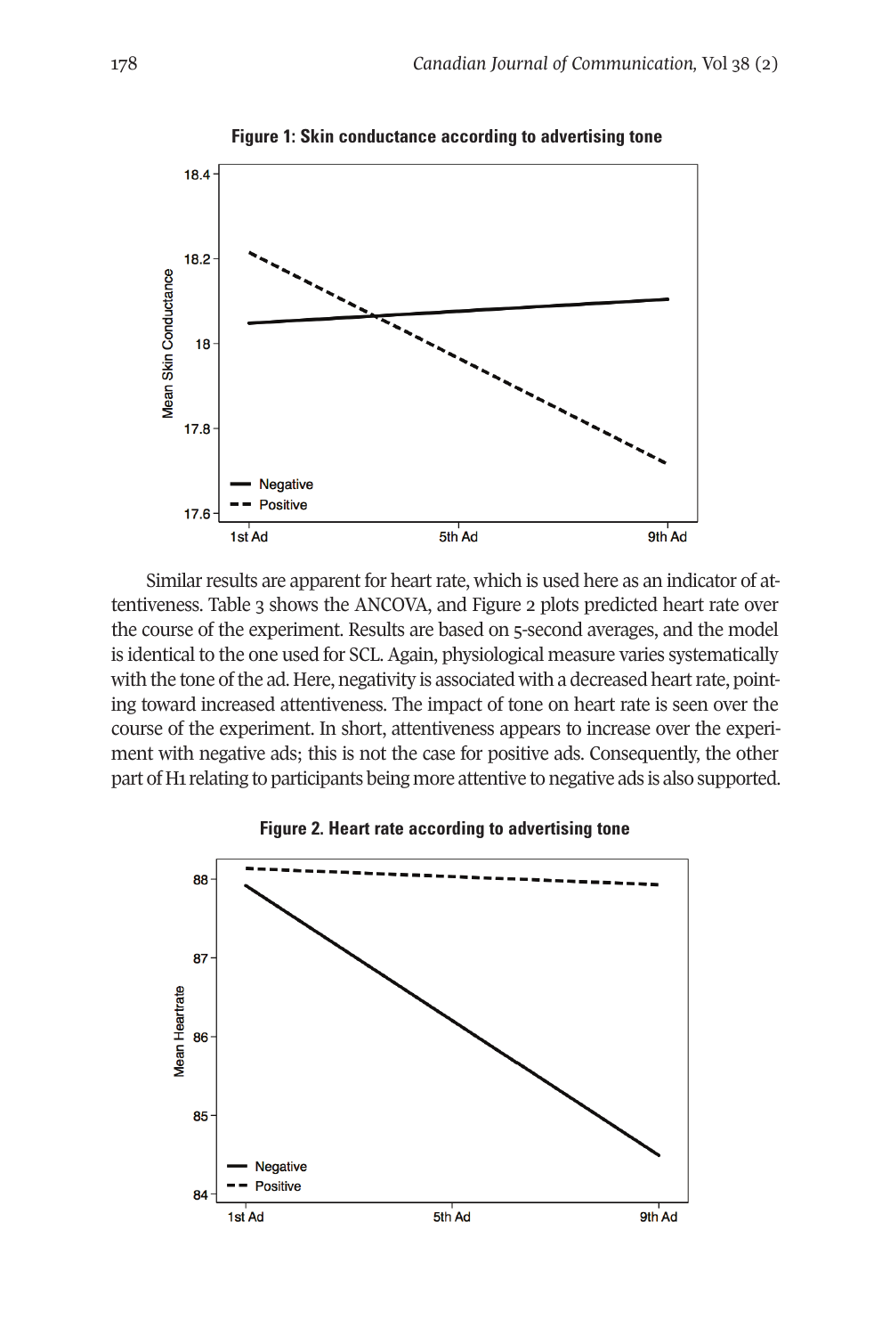**Figure 1: Skin conductance according to advertising tone**

Similar results are apparent for heart rate, which is used here as an indicator of attentiveness. Table 3 shows the ANCOVA, and Figure 2 plots predicted heart rate over the course of the experiment. Results are based on 5-second averages, and the model is identical to the one used for SCL. Again, physiological measure varies systematically with the tone of the ad. Here, negativity is associated with a decreased heart rate, pointing toward increased attentiveness. The impact of tone on heart rate is seen over the course of the experiment. In short, attentiveness appears to increase over the experiment with negative ads; this is not the case for positive ads. Consequently, the other part of H1 relating to participants being more attentive to negative ads is also supported.

**Figure 2. Heart rate according to advertising tone**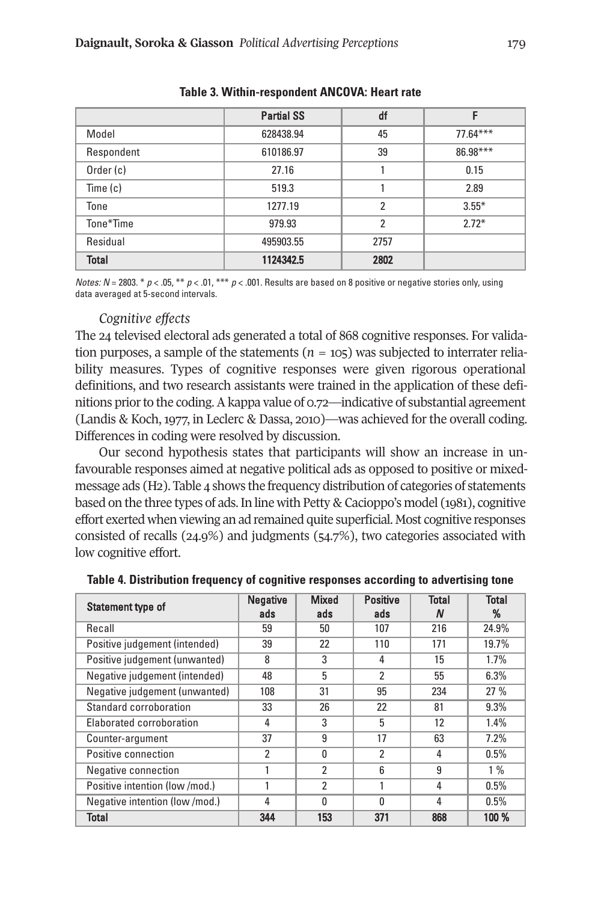**Table 3. Within-respondent ANCOVA: Heart rate**

| | Partial SS | df | F |
|---|---|---|---|
| Model | 628438.94 | 45 | 77.64*** |
| Respondent | 610186.97 | 39 | 86.98*** |
| Order (c) | 27.16 | 1 | 0.15 |
| Time (c) | 519.3 | 1 | 2.89 |
| Tone | 1277.19 | 2 | 3.55* |
| Tone*Time | 979.93 | 2 | 2.72* |
| Residual | 495903.55 | 2757 | |
| **Total** | **1124342.5** | **2802** | |

*Notes:* $N = 2803$. * $p < .05$, ** $p < .01$, *** $p < .001$. Results are based on 8 positive or negative stories only, using data averaged at 5-second intervals.

*Cognitive effects*

The 24 televised electoral ads generated a total of 868 cognitive responses. For validation purposes, a sample of the statements ($n = 105$) was subjected to interrater reliability measures. Types of cognitive responses were given rigorous operational definitions, and two research assistants were trained in the application of these definitions prior to the coding. A kappa value of 0.72—indicative of substantial agreement (Landis & Koch, 1977, in Leclerc & Dassa, 2010)—was achieved for the overall coding. Differences in coding were resolved by discussion.

Our second hypothesis states that participants will show an increase in unfavourable responses aimed at negative political ads as opposed to positive or mixed-message ads (H2). Table 4 shows the frequency distribution of categories of statements based on the three types of ads. In line with Petty & Cacioppo's model (1981), cognitive effort exerted when viewing an ad remained quite superficial. Most cognitive responses consisted of recalls (24.9%) and judgments (54.7%), two categories associated with low cognitive effort.

**Table 4. Distribution frequency of cognitive responses according to advertising tone**

| Statement type of | Negative ads | Mixed ads | Positive ads | Total *N* | Total % |
|---|---|---|---|---|---|
| Recall | 59 | 50 | 107 | 216 | 24.9% |
| Positive judgement (intended) | 39 | 22 | 110 | 171 | 19.7% |
| Positive judgement (unwanted) | 8 | 3 | 4 | 15 | 1.7% |
| Negative judgement (intended) | 48 | 5 | 2 | 55 | 6.3% |
| Negative judgement (unwanted) | 108 | 31 | 95 | 234 | 27 % |
| Standard corroboration | 33 | 26 | 22 | 81 | 9.3% |
| Elaborated corroboration | 4 | 3 | 5 | 12 | 1.4% |
| Counter-argument | 37 | 9 | 17 | 63 | 7.2% |
| Positive connection | 2 | 0 | 2 | 4 | 0.5% |
| Negative connection | 1 | 2 | 6 | 9 | 1 % |
| Positive intention (low /mod.) | 1 | 2 | 1 | 4 | 0.5% |
| Negative intention (low /mod.) | 4 | 0 | 0 | 4 | 0.5% |
| **Total** | **344** | **153** | **371** | **868** | **100 %** |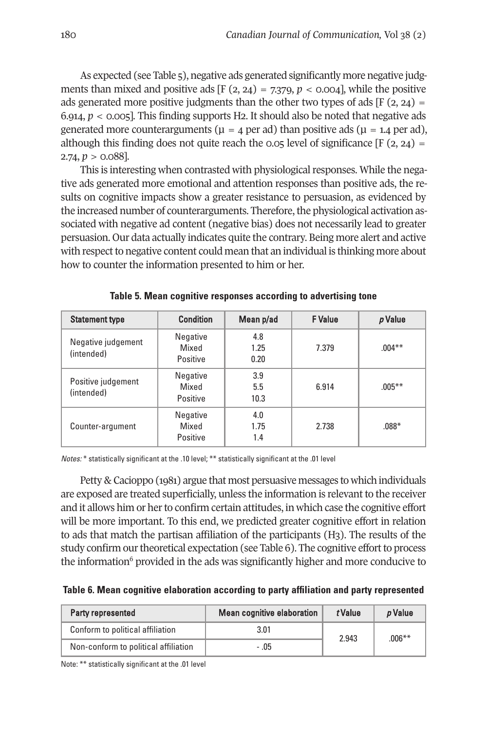As expected (see Table 5), negative ads generated significantly more negative judgments than mixed and positive ads [F $(2, 24) = 7.379$, $p < 0.004$], while the positive ads generated more positive judgments than the other two types of ads [F $(2, 24) = 6.914$, $p < 0.005$]. This finding supports H2. It should also be noted that negative ads generated more counterarguments ($\mu = 4$ per ad) than positive ads ($\mu = 1.4$ per ad), although this finding does not quite reach the 0.05 level of significance [F $(2, 24) = 2.74$, $p > 0.088$].

This is interesting when contrasted with physiological responses. While the negative ads generated more emotional and attention responses than positive ads, the results on cognitive impacts show a greater resistance to persuasion, as evidenced by the increased number of counterarguments. Therefore, the physiological activation associated with negative ad content (negative bias) does not necessarily lead to greater persuasion. Our data actually indicates quite the contrary. Being more alert and active with respect to negative content could mean that an individual is thinking more about how to counter the information presented to him or her.

**Table 5. Mean cognitive responses according to advertising tone**

| Statement type | Condition | Mean p/ad | F Value | *p* Value |
|---|---|---|---|---|
| Negative judgement (intended) | Negative<br>Mixed<br>Positive | 4.8<br>1.25<br>0.20 | 7.379 | .004** |
| Positive judgement (intended) | Negative<br>Mixed<br>Positive | 3.9<br>5.5<br>10.3 | 6.914 | .005** |
| Counter-argument | Negative<br>Mixed<br>Positive | 4.0<br>1.75<br>1.4 | 2.738 | .088* |

*Notes:* * statistically significant at the .10 level; ** statistically significant at the .01 level

Petty & Cacioppo (1981) argue that most persuasive messages to which individuals are exposed are treated superficially, unless the information is relevant to the receiver and it allows him or her to confirm certain attitudes, in which case the cognitive effort will be more important. To this end, we predicted greater cognitive effort in relation to ads that match the partisan affiliation of the participants (H3). The results of the study confirm our theoretical expectation (see Table 6). The cognitive effort to process the information[6] provided in the ads was significantly higher and more conducive to

**Table 6. Mean cognitive elaboration according to party affiliation and party represented**

| Party represented | Mean cognitive elaboration | *t* Value | *p* Value |
|---|---|---|---|
| Conform to political affiliation | 3.01 | 2.943 | .006** |
| Non-conform to political affiliation | - .05 | | |

Note: ** statistically significant at the .01 level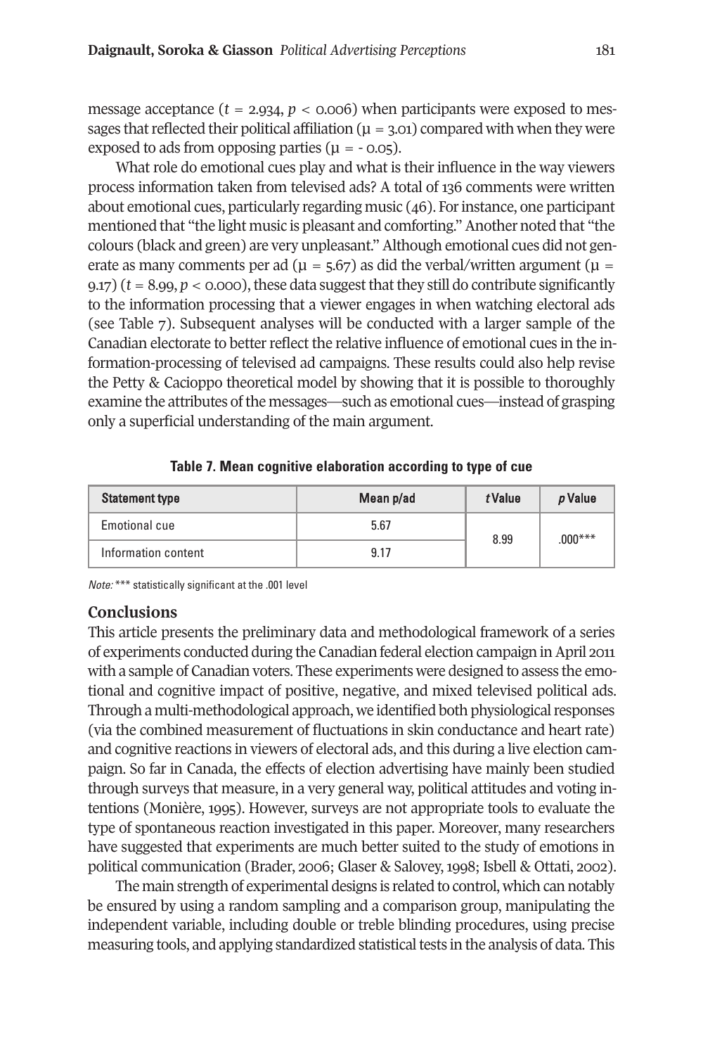message acceptance ($t$ = 2.934, $p$ < 0.006) when participants were exposed to messages that reflected their political affiliation ($\mu$ = 3.01) compared with when they were exposed to ads from opposing parties ($\mu$ = - 0.05).

What role do emotional cues play and what is their influence in the way viewers process information taken from televised ads? A total of 136 comments were written about emotional cues, particularly regarding music (46). For instance, one participant mentioned that "the light music is pleasant and comforting." Another noted that "the colours (black and green) are very unpleasant." Although emotional cues did not generate as many comments per ad ($\mu$ = 5.67) as did the verbal/written argument ($\mu$ = 9.17) ($t$ = 8.99, $p$ < 0.000), these data suggest that they still do contribute significantly to the information processing that a viewer engages in when watching electoral ads (see Table 7). Subsequent analyses will be conducted with a larger sample of the Canadian electorate to better reflect the relative influence of emotional cues in the information-processing of televised ad campaigns. These results could also help revise the Petty & Cacioppo theoretical model by showing that it is possible to thoroughly examine the attributes of the messages—such as emotional cues—instead of grasping only a superficial understanding of the main argument.

**Table 7. Mean cognitive elaboration according to type of cue**

| Statement type | Mean p/ad | *t* Value | *p* Value |
|---|---|---|---|
| Emotional cue | 5.67 | 8.99 | .000*** |
| Information content | 9.17 | | |

*Note:* *** statistically significant at the .001 level

## Conclusions

This article presents the preliminary data and methodological framework of a series of experiments conducted during the Canadian federal election campaign in April 2011 with a sample of Canadian voters. These experiments were designed to assess the emotional and cognitive impact of positive, negative, and mixed televised political ads. Through a multi-methodological approach, we identified both physiological responses (via the combined measurement of fluctuations in skin conductance and heart rate) and cognitive reactions in viewers of electoral ads, and this during a live election campaign. So far in Canada, the effects of election advertising have mainly been studied through surveys that measure, in a very general way, political attitudes and voting intentions (Monière, 1995). However, surveys are not appropriate tools to evaluate the type of spontaneous reaction investigated in this paper. Moreover, many researchers have suggested that experiments are much better suited to the study of emotions in political communication (Brader, 2006; Glaser & Salovey, 1998; Isbell & Ottati, 2002).

The main strength of experimental designs is related to control, which can notably be ensured by using a random sampling and a comparison group, manipulating the independent variable, including double or treble blinding procedures, using precise measuring tools, and applying standardized statistical tests in the analysis of data. This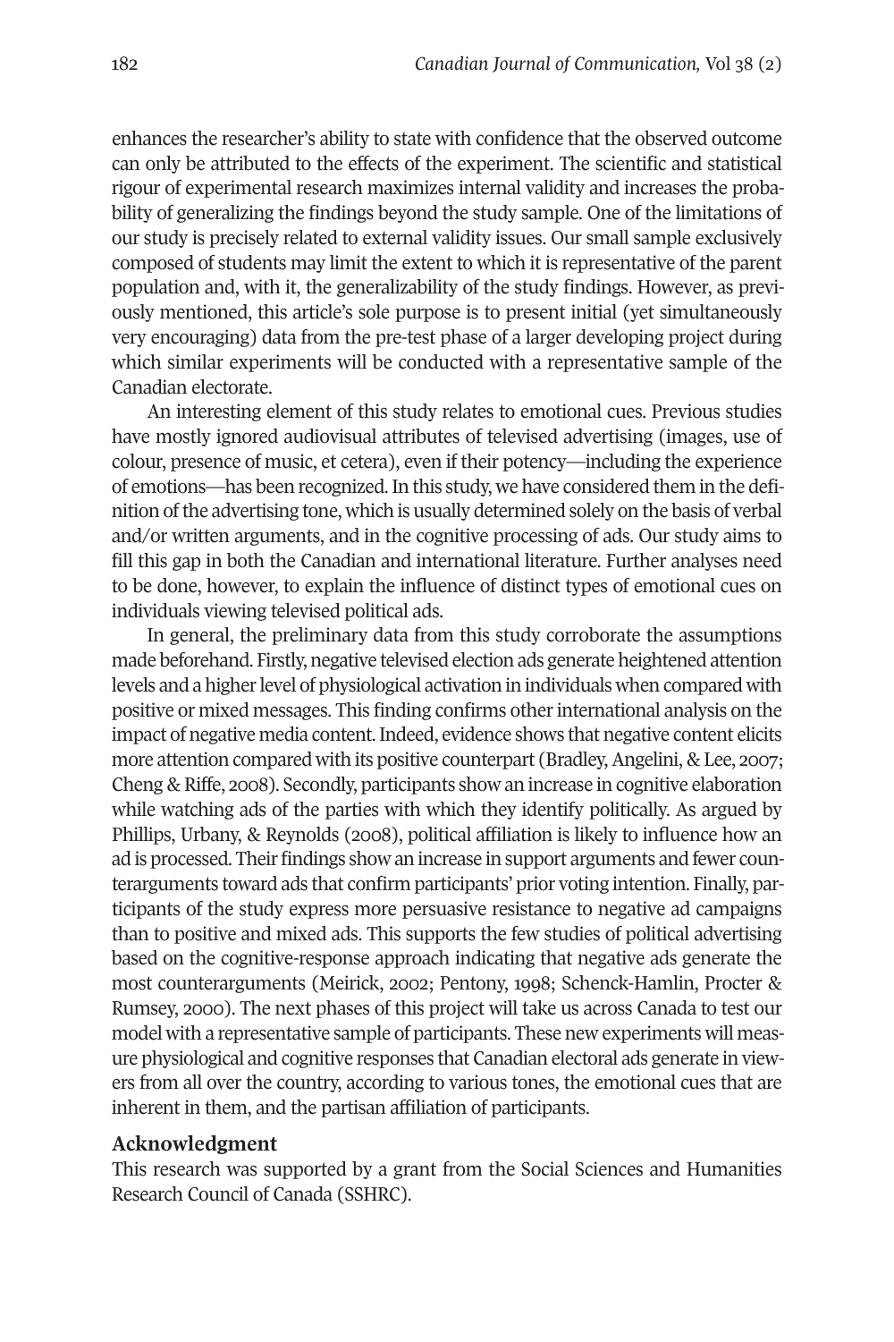enhances the researcher's ability to state with confidence that the observed outcome can only be attributed to the effects of the experiment. The scientific and statistical rigour of experimental research maximizes internal validity and increases the probability of generalizing the findings beyond the study sample. One of the limitations of our study is precisely related to external validity issues. Our small sample exclusively composed of students may limit the extent to which it is representative of the parent population and, with it, the generalizability of the study findings. However, as previously mentioned, this article's sole purpose is to present initial (yet simultaneously very encouraging) data from the pre-test phase of a larger developing project during which similar experiments will be conducted with a representative sample of the Canadian electorate.

An interesting element of this study relates to emotional cues. Previous studies have mostly ignored audiovisual attributes of televised advertising (images, use of colour, presence of music, et cetera), even if their potency—including the experience of emotions—has been recognized. In this study, we have considered them in the definition of the advertising tone, which is usually determined solely on the basis of verbal and/or written arguments, and in the cognitive processing of ads. Our study aims to fill this gap in both the Canadian and international literature. Further analyses need to be done, however, to explain the influence of distinct types of emotional cues on individuals viewing televised political ads.

In general, the preliminary data from this study corroborate the assumptions made beforehand. Firstly, negative televised election ads generate heightened attention levels and a higher level of physiological activation in individuals when compared with positive or mixed messages. This finding confirms other international analysis on the impact of negative media content. Indeed, evidence shows that negative content elicits more attention compared with its positive counterpart (Bradley, Angelini, & Lee, 2007; Cheng & Riffe, 2008). Secondly, participants show an increase in cognitive elaboration while watching ads of the parties with which they identify politically. As argued by Phillips, Urbany, & Reynolds (2008), political affiliation is likely to influence how an ad is processed. Their findings show an increase in support arguments and fewer counterarguments toward ads that confirm participants' prior voting intention. Finally, participants of the study express more persuasive resistance to negative ad campaigns than to positive and mixed ads. This supports the few studies of political advertising based on the cognitive-response approach indicating that negative ads generate the most counterarguments (Meirick, 2002; Pentony, 1998; Schenck-Hamlin, Procter & Rumsey, 2000). The next phases of this project will take us across Canada to test our model with a representative sample of participants. These new experiments will measure physiological and cognitive responses that Canadian electoral ads generate in viewers from all over the country, according to various tones, the emotional cues that are inherent in them, and the partisan affiliation of participants.

## Acknowledgment

This research was supported by a grant from the Social Sciences and Humanities Research Council of Canada (SSHRC).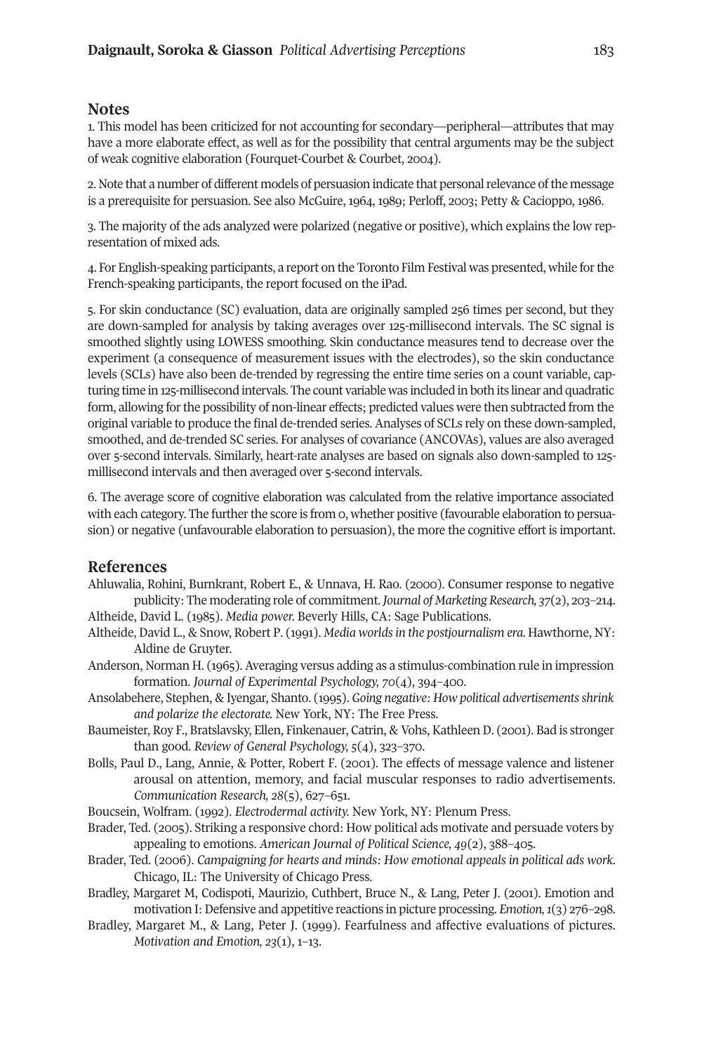## Notes

1. This model has been criticized for not accounting for secondary—peripheral—attributes that may have a more elaborate effect, as well as for the possibility that central arguments may be the subject of weak cognitive elaboration (Fourquet-Courbet & Courbet, 2004).

2. Note that a number of different models of persuasion indicate that personal relevance of the message is a prerequisite for persuasion. See also McGuire, 1964, 1989; Perloff, 2003; Petty & Cacioppo, 1986.

3. The majority of the ads analyzed were polarized (negative or positive), which explains the low representation of mixed ads.

4. For English-speaking participants, a report on the Toronto Film Festival was presented, while for the French-speaking participants, the report focused on the iPad.

5. For skin conductance (SC) evaluation, data are originally sampled 256 times per second, but they are down-sampled for analysis by taking averages over 125-millisecond intervals. The SC signal is smoothed slightly using LOWESS smoothing. Skin conductance measures tend to decrease over the experiment (a consequence of measurement issues with the electrodes), so the skin conductance levels (SCLs) have also been de-trended by regressing the entire time series on a count variable, capturing time in 125-millisecond intervals. The count variable was included in both its linear and quadratic form, allowing for the possibility of non-linear effects; predicted values were then subtracted from the original variable to produce the final de-trended series. Analyses of SCLs rely on these down-sampled, smoothed, and de-trended SC series. For analyses of covariance (ANCOVAs), values are also averaged over 5-second intervals. Similarly, heart-rate analyses are based on signals also down-sampled to 125-millisecond intervals and then averaged over 5-second intervals.

6. The average score of cognitive elaboration was calculated from the relative importance associated with each category. The further the score is from 0, whether positive (favourable elaboration to persuasion) or negative (unfavourable elaboration to persuasion), the more the cognitive effort is important.

## References

Ahluwalia, Rohini, Burnkrant, Robert E., & Unnava, H. Rao. (2000). Consumer response to negative publicity: The moderating role of commitment. *Journal of Marketing Research, 37*(2), 203–214.

Altheide, David L. (1985). *Media power.* Beverly Hills, CA: Sage Publications.

Altheide, David L., & Snow, Robert P. (1991). *Media worlds in the postjournalism era.* Hawthorne, NY: Aldine de Gruyter.

Anderson, Norman H. (1965). Averaging versus adding as a stimulus-combination rule in impression formation. *Journal of Experimental Psychology, 70*(4), 394–400.

Ansolabehere, Stephen, & Iyengar, Shanto. (1995). *Going negative: How political advertisements shrink and polarize the electorate.* New York, NY: The Free Press.

Baumeister, Roy F., Bratslavsky, Ellen, Finkenauer, Catrin, & Vohs, Kathleen D. (2001). Bad is stronger than good. *Review of General Psychology, 5*(4), 323–370.

Bolls, Paul D., Lang, Annie, & Potter, Robert F. (2001). The effects of message valence and listener arousal on attention, memory, and facial muscular responses to radio advertisements. *Communication Research, 28*(5), 627–651.

Boucsein, Wolfram. (1992). *Electrodermal activity.* New York, NY: Plenum Press.

Brader, Ted. (2005). Striking a responsive chord: How political ads motivate and persuade voters by appealing to emotions. *American Journal of Political Science, 49*(2), 388–405.

Brader, Ted. (2006). *Campaigning for hearts and minds: How emotional appeals in political ads work.* Chicago, IL: The University of Chicago Press.

Bradley, Margaret M, Codispoti, Maurizio, Cuthbert, Bruce N., & Lang, Peter J. (2001). Emotion and motivation I: Defensive and appetitive reactions in picture processing. *Emotion, 1*(3) 276–298.

Bradley, Margaret M., & Lang, Peter J. (1999). Fearfulness and affective evaluations of pictures. *Motivation and Emotion, 23*(1), 1–13.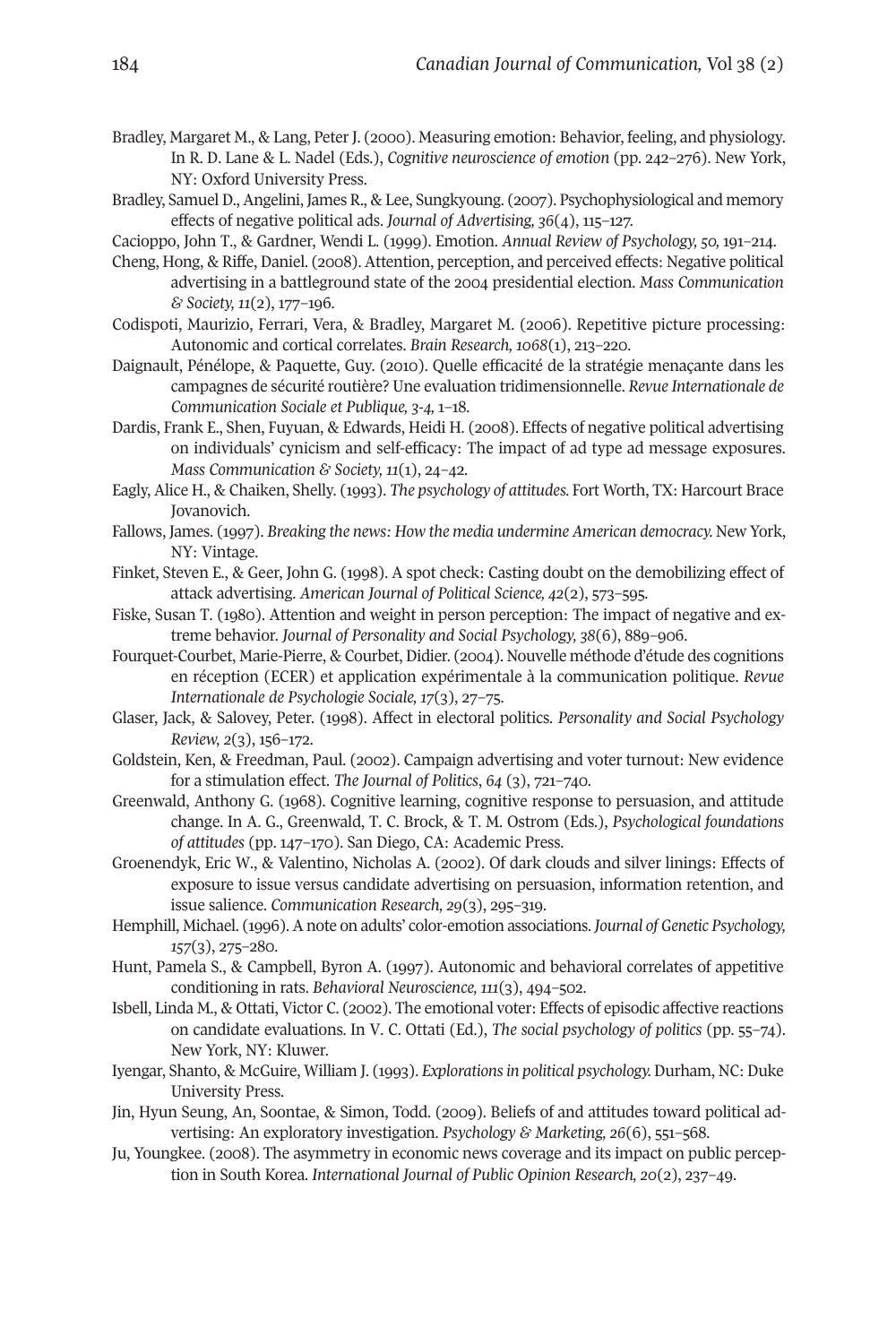Bradley, Margaret M., & Lang, Peter J. (2000). Measuring emotion: Behavior, feeling, and physiology. In R. D. Lane & L. Nadel (Eds.), *Cognitive neuroscience of emotion* (pp. 242–276). New York, NY: Oxford University Press.

Bradley, Samuel D., Angelini, James R., & Lee, Sungkyoung. (2007). Psychophysiological and memory effects of negative political ads. *Journal of Advertising, 36*(4), 115–127.

Cacioppo, John T., & Gardner, Wendi L. (1999). Emotion. *Annual Review of Psychology, 50,* 191–214.

Cheng, Hong, & Riffe, Daniel. (2008). Attention, perception, and perceived effects: Negative political advertising in a battleground state of the 2004 presidential election. *Mass Communication & Society, 11*(2), 177–196.

Codispoti, Maurizio, Ferrari, Vera, & Bradley, Margaret M. (2006). Repetitive picture processing: Autonomic and cortical correlates. *Brain Research, 1068*(1), 213–220.

Daignault, Pénélope, & Paquette, Guy. (2010). Quelle efficacité de la stratégie menaçante dans les campagnes de sécurité routière? Une evaluation tridimensionnelle. *Revue Internationale de Communication Sociale et Publique, 3-4,* 1–18.

Dardis, Frank E., Shen, Fuyuan, & Edwards, Heidi H. (2008). Effects of negative political advertising on individuals' cynicism and self-efficacy: The impact of ad type ad message exposures. *Mass Communication & Society, 11*(1), 24–42.

Eagly, Alice H., & Chaiken, Shelly. (1993). *The psychology of attitudes.* Fort Worth, TX: Harcourt Brace Jovanovich.

Fallows, James. (1997). *Breaking the news: How the media undermine American democracy.* New York, NY: Vintage.

Finket, Steven E., & Geer, John G. (1998). A spot check: Casting doubt on the demobilizing effect of attack advertising. *American Journal of Political Science, 42*(2), 573–595.

Fiske, Susan T. (1980). Attention and weight in person perception: The impact of negative and extreme behavior. *Journal of Personality and Social Psychology, 38*(6), 889–906.

Fourquet-Courbet, Marie-Pierre, & Courbet, Didier. (2004). Nouvelle méthode d'étude des cognitions en réception (ECER) et application expérimentale à la communication politique. *Revue Internationale de Psychologie Sociale, 17*(3), 27–75.

Glaser, Jack, & Salovey, Peter. (1998). Affect in electoral politics. *Personality and Social Psychology Review, 2*(3), 156–172.

Goldstein, Ken, & Freedman, Paul. (2002). Campaign advertising and voter turnout: New evidence for a stimulation effect. *The Journal of Politics*, *64* (3), 721–740.

Greenwald, Anthony G. (1968). Cognitive learning, cognitive response to persuasion, and attitude change. In A. G., Greenwald, T. C. Brock, & T. M. Ostrom (Eds.), *Psychological foundations of attitudes* (pp. 147–170). San Diego, CA: Academic Press.

Groenendyk, Eric W., & Valentino, Nicholas A. (2002). Of dark clouds and silver linings: Effects of exposure to issue versus candidate advertising on persuasion, information retention, and issue salience. *Communication Research, 29*(3), 295–319.

Hemphill, Michael. (1996). A note on adults' color-emotion associations. *Journal of Genetic Psychology, 157*(3), 275–280.

Hunt, Pamela S., & Campbell, Byron A. (1997). Autonomic and behavioral correlates of appetitive conditioning in rats. *Behavioral Neuroscience, 111*(3), 494–502.

Isbell, Linda M., & Ottati, Victor C. (2002). The emotional voter: Effects of episodic affective reactions on candidate evaluations. In V. C. Ottati (Ed.), *The social psychology of politics* (pp. 55–74). New York, NY: Kluwer.

Iyengar, Shanto, & McGuire, William J. (1993). *Explorations in political psychology.* Durham, NC: Duke University Press.

Jin, Hyun Seung, An, Soontae, & Simon, Todd. (2009). Beliefs of and attitudes toward political advertising: An exploratory investigation. *Psychology & Marketing, 26*(6), 551–568.

Ju, Youngkee. (2008). The asymmetry in economic news coverage and its impact on public perception in South Korea. *International Journal of Public Opinion Research, 20*(2), 237–49.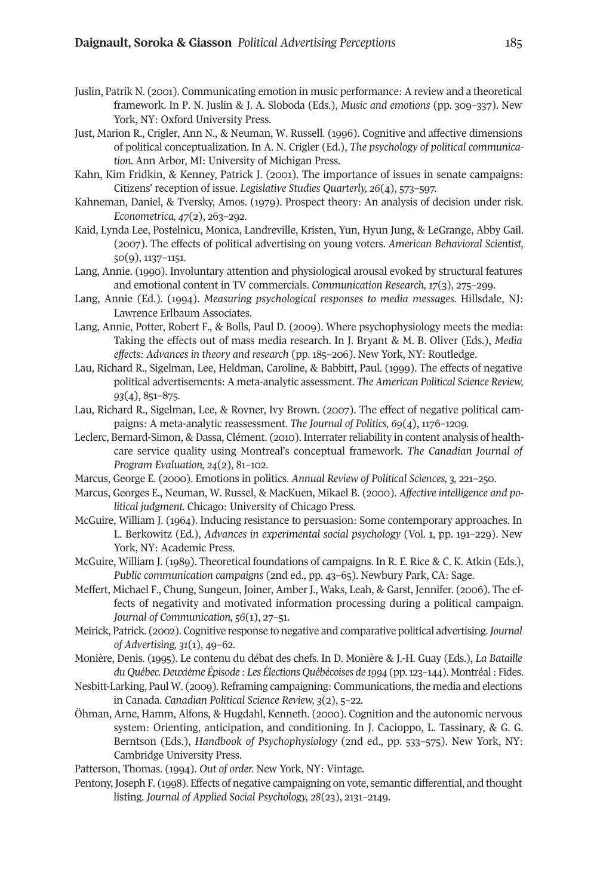Juslin, Patrik N. (2001). Communicating emotion in music performance: A review and a theoretical framework. In P. N. Juslin & J. A. Sloboda (Eds.), *Music and emotions* (pp. 309–337). New York, NY: Oxford University Press.

Just, Marion R., Crigler, Ann N., & Neuman, W. Russell. (1996). Cognitive and affective dimensions of political conceptualization. In A. N. Crigler (Ed.), *The psychology of political communication*. Ann Arbor, MI: University of Michigan Press.

Kahn, Kim Fridkin, & Kenney, Patrick J. (2001). The importance of issues in senate campaigns: Citizens' reception of issue. *Legislative Studies Quarterly, 26*(4), 573–597.

Kahneman, Daniel, & Tversky, Amos. (1979). Prospect theory: An analysis of decision under risk. *Econometrica, 47*(2), 263–292.

Kaid, Lynda Lee, Postelnicu, Monica, Landreville, Kristen, Yun, Hyun Jung, & LeGrange, Abby Gail. (2007). The effects of political advertising on young voters. *American Behavioral Scientist,* 50(9), 1137–1151.

Lang, Annie. (1990). Involuntary attention and physiological arousal evoked by structural features and emotional content in TV commercials. *Communication Research, 17*(3), 275–299.

Lang, Annie (Ed.). (1994). *Measuring psychological responses to media messages.* Hillsdale, NJ: Lawrence Erlbaum Associates.

Lang, Annie, Potter, Robert F., & Bolls, Paul D. (2009). Where psychophysiology meets the media: Taking the effects out of mass media research. In J. Bryant & M. B. Oliver (Eds.), *Media effects: Advances in theory and research* (pp. 185–206). New York, NY: Routledge.

Lau, Richard R., Sigelman, Lee, Heldman, Caroline, & Babbitt, Paul. (1999). The effects of negative political advertisements: A meta-analytic assessment. *The American Political Science Review, 93*(4), 851–875.

Lau, Richard R., Sigelman, Lee, & Rovner, Ivy Brown. (2007). The effect of negative political campaigns: A meta-analytic reassessment. *The Journal of Politics, 69*(4), 1176–1209.

Leclerc, Bernard-Simon, & Dassa, Clément. (2010). Interrater reliability in content analysis of healthcare service quality using Montreal's conceptual framework. *The Canadian Journal of Program Evaluation, 24*(2), 81–102.

Marcus, George E. (2000). Emotions in politics. *Annual Review of Political Sciences, 3,* 221–250.

Marcus, Georges E., Neuman, W. Russel, & MacKuen, Mikael B. (2000). *Affective intelligence and political judgment.* Chicago: University of Chicago Press.

McGuire, William J. (1964). Inducing resistance to persuasion: Some contemporary approaches. In L. Berkowitz (Ed.), *Advances in experimental social psychology* (Vol. 1, pp. 191–229). New York, NY: Academic Press.

McGuire, William J. (1989). Theoretical foundations of campaigns. In R. E. Rice & C. K. Atkin (Eds.), *Public communication campaigns* (2nd ed., pp. 43–65). Newbury Park, CA: Sage.

Meffert, Michael F., Chung, Sungeun, Joiner, Amber J., Waks, Leah, & Garst, Jennifer. (2006). The effects of negativity and motivated information processing during a political campaign. *Journal of Communication, 56*(1), 27–51.

Meirick, Patrick. (2002). Cognitive response to negative and comparative political advertising. *Journal of Advertising, 31*(1), 49–62.

Monière, Denis. (1995). Le contenu du débat des chefs. In D. Monière & J.-H. Guay (Eds.), *La Bataille du Québec. Deuxième Épisode : Les Élections Québécoises de 1994* (pp. 123–144). Montréal : Fides.

Nesbitt-Larking, Paul W. (2009). Reframing campaigning: Communications, the media and elections in Canada. *Canadian Political Science Review, 3*(2), 5–22.

Öhman, Arne, Hamm, Alfons, & Hugdahl, Kenneth. (2000). Cognition and the autonomic nervous system: Orienting, anticipation, and conditioning. In J. Cacioppo, L. Tassinary, & G. G. Berntson (Eds.), *Handbook of Psychophysiology* (2nd ed., pp. 533–575). New York, NY: Cambridge University Press.

Patterson, Thomas. (1994). *Out of order.* New York, NY: Vintage.

Pentony, Joseph F. (1998). Effects of negative campaigning on vote, semantic differential, and thought listing. *Journal of Applied Social Psychology, 28*(23), 2131–2149.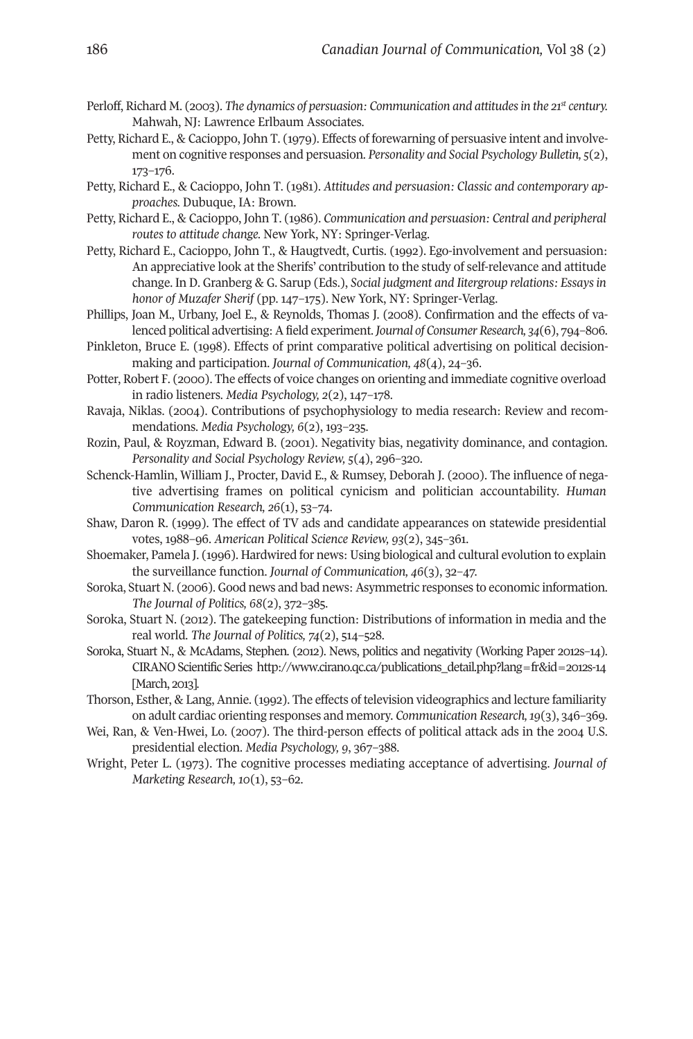Perloff, Richard M. (2003). *The dynamics of persuasion: Communication and attitudes in the 21st century.* Mahwah, NJ: Lawrence Erlbaum Associates.

Petty, Richard E., & Cacioppo, John T. (1979). Effects of forewarning of persuasive intent and involvement on cognitive responses and persuasion. *Personality and Social Psychology Bulletin, 5*(2), 173–176.

Petty, Richard E., & Cacioppo, John T. (1981). *Attitudes and persuasion: Classic and contemporary approaches.* Dubuque, IA: Brown.

Petty, Richard E., & Cacioppo, John T. (1986). *Communication and persuasion: Central and peripheral routes to attitude change.* New York, NY: Springer-Verlag.

Petty, Richard E., Cacioppo, John T., & Haugtvedt, Curtis. (1992). Ego-involvement and persuasion: An appreciative look at the Sherifs' contribution to the study of self-relevance and attitude change. In D. Granberg & G. Sarup (Eds.), *Social judgment and Iitergroup relations: Essays in honor of Muzafer Sherif* (pp. 147–175). New York, NY: Springer-Verlag.

Phillips, Joan M., Urbany, Joel E., & Reynolds, Thomas J. (2008). Confirmation and the effects of valenced political advertising: A field experiment. *Journal of Consumer Research, 34*(6), 794–806.

Pinkleton, Bruce E. (1998). Effects of print comparative political advertising on political decision-making and participation. *Journal of Communication, 48*(4), 24–36.

Potter, Robert F. (2000). The effects of voice changes on orienting and immediate cognitive overload in radio listeners. *Media Psychology, 2*(2), 147–178.

Ravaja, Niklas. (2004). Contributions of psychophysiology to media research: Review and recommendations. *Media Psychology, 6*(2), 193–235.

Rozin, Paul, & Royzman, Edward B. (2001). Negativity bias, negativity dominance, and contagion. *Personality and Social Psychology Review, 5*(4), 296–320.

Schenck-Hamlin, William J., Procter, David E., & Rumsey, Deborah J. (2000). The influence of negative advertising frames on political cynicism and politician accountability. *Human Communication Research, 26*(1), 53–74.

Shaw, Daron R. (1999). The effect of TV ads and candidate appearances on statewide presidential votes, 1988–96. *American Political Science Review, 93*(2), 345–361.

Shoemaker, Pamela J. (1996). Hardwired for news: Using biological and cultural evolution to explain the surveillance function. *Journal of Communication, 46*(3), 32–47.

Soroka, Stuart N. (2006). Good news and bad news: Asymmetric responses to economic information. *The Journal of Politics, 68*(2), 372–385.

Soroka, Stuart N. (2012). The gatekeeping function: Distributions of information in media and the real world. *The Journal of Politics, 74*(2), 514–528.

Soroka, Stuart N., & McAdams, Stephen. (2012). News, politics and negativity (Working Paper 2012s–14). CIRANO Scientific Series http://www.cirano.qc.ca/publications_detail.php?lang=fr&id=2012s-14 [March, 2013].

Thorson, Esther, & Lang, Annie. (1992). The effects of television videographics and lecture familiarity on adult cardiac orienting responses and memory. *Communication Research, 19*(3), 346–369.

Wei, Ran, & Ven-Hwei, Lo. (2007). The third-person effects of political attack ads in the 2004 U.S. presidential election. *Media Psychology, 9*, 367–388.

Wright, Peter L. (1973). The cognitive processes mediating acceptance of advertising. *Journal of Marketing Research, 10*(1), 53–62.